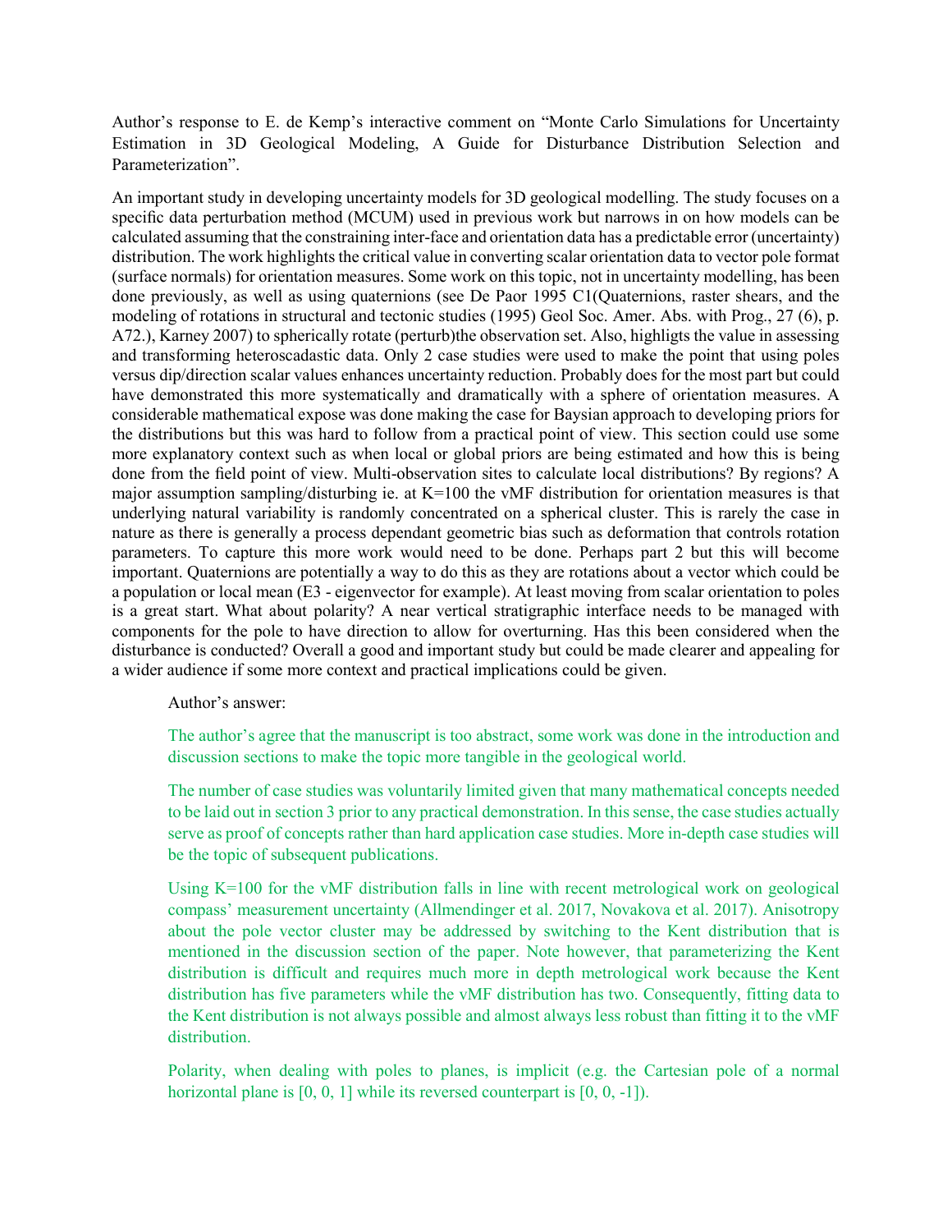Author's response to E. de Kemp's interactive comment on "Monte Carlo Simulations for Uncertainty Estimation in 3D Geological Modeling, A Guide for Disturbance Distribution Selection and Parameterization".

An important study in developing uncertainty models for 3D geological modelling. The study focuses on a specific data perturbation method (MCUM) used in previous work but narrows in on how models can be calculated assuming that the constraining inter-face and orientation data has a predictable error (uncertainty) distribution. The work highlights the critical value in converting scalar orientation data to vector pole format (surface normals) for orientation measures. Some work on this topic, not in uncertainty modelling, has been done previously, as well as using quaternions (see De Paor 1995 C1(Quaternions, raster shears, and the modeling of rotations in structural and tectonic studies (1995) Geol Soc. Amer. Abs. with Prog., 27 (6), p. A72.), Karney 2007) to spherically rotate (perturb)the observation set. Also, higligts the value in assessing and transforming heteroscadastic data. Only 2 case studies were used to make the point that using poles versus dip/direction scalar values enhances uncertainty reduction. Probably does for the most part but could have demonstrated this more systematically and dramatically with a sphere of orientation measures. A considerable mathematical expose was done making the case for Baysian approach to developing priors for the distributions but this was hard to follow from a practical point of view. This section could use some more explanatory context such as when local or global priors are being estimated and how this is being done from the field point of view. Multi-observation sites to calculate local distributions? By regions? A major assumption sampling/disturbing ie. at K=100 the vMF distribution for orientation measures is that underlying natural variability is randomly concentrated on a spherical cluster. This is rarely the case in nature as there is generally a process dependant geometric bias such as deformation that controls rotation parameters. To capture this more work would need to be done. Perhaps part 2 but this will become important. Quaternions are potentially a way to do this as they are rotations about a vector which could be a population or local mean (E3 - eigenvector for example). At least moving from scalar orientation to poles is a great start. What about polarity? A near vertical stratigraphic interface needs to be managed with components for the pole to have direction to allow for overturning. Has this been considered when the disturbance is conducted? Overall a good and important study but could be made clearer and appealing for a wider audience if some more context and practical implications could be given.

Author's answer:

The author's agree that the manuscript is too abstract, some work was done in the introduction and discussion sections to make the topic more tangible in the geological world.

The number of case studies was voluntarily limited given that many mathematical concepts needed to be laid out in section 3 prior to any practical demonstration. In this sense, the case studies actually serve as proof of concepts rather than hard application case studies. More in-depth case studies will be the topic of subsequent publications.

Using K=100 for the vMF distribution falls in line with recent metrological work on geological compass' measurement uncertainty (Allmendinger et al. 2017, Novakova et al. 2017). Anisotropy about the pole vector cluster may be addressed by switching to the Kent distribution that is mentioned in the discussion section of the paper. Note however, that parameterizing the Kent distribution is difficult and requires much more in depth metrological work because the Kent distribution has five parameters while the vMF distribution has two. Consequently, fitting data to the Kent distribution is not always possible and almost always less robust than fitting it to the vMF distribution.

Polarity, when dealing with poles to planes, is implicit (e.g. the Cartesian pole of a normal horizontal plane is [0, 0, 1] while its reversed counterpart is [0, 0, -1]).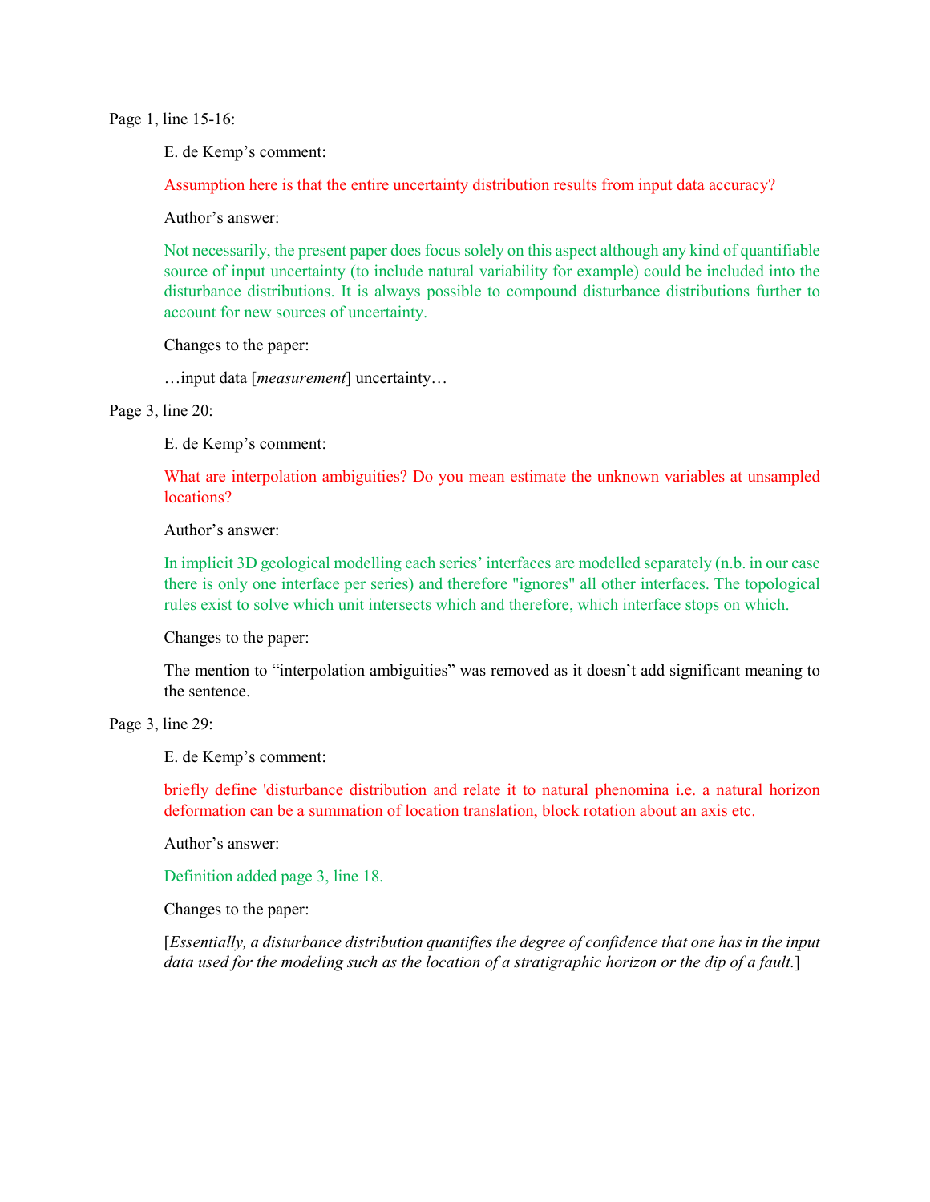Page 1, line 15-16:

E. de Kemp's comment:

Assumption here is that the entire uncertainty distribution results from input data accuracy?

Author's answer:

Not necessarily, the present paper does focus solely on this aspect although any kind of quantifiable source of input uncertainty (to include natural variability for example) could be included into the disturbance distributions. It is always possible to compound disturbance distributions further to account for new sources of uncertainty.

Changes to the paper:

…input data [*measurement*] uncertainty…

Page 3, line 20:

E. de Kemp's comment:

What are interpolation ambiguities? Do you mean estimate the unknown variables at unsampled locations?

Author's answer:

In implicit 3D geological modelling each series' interfaces are modelled separately (n.b. in our case there is only one interface per series) and therefore "ignores" all other interfaces. The topological rules exist to solve which unit intersects which and therefore, which interface stops on which.

Changes to the paper:

The mention to "interpolation ambiguities" was removed as it doesn't add significant meaning to the sentence.

Page 3, line 29:

E. de Kemp's comment:

briefly define 'disturbance distribution and relate it to natural phenomina i.e. a natural horizon deformation can be a summation of location translation, block rotation about an axis etc.

Author's answer:

Definition added page 3, line 18.

Changes to the paper:

[*Essentially, a disturbance distribution quantifies the degree of confidence that one has in the input data used for the modeling such as the location of a stratigraphic horizon or the dip of a fault.*]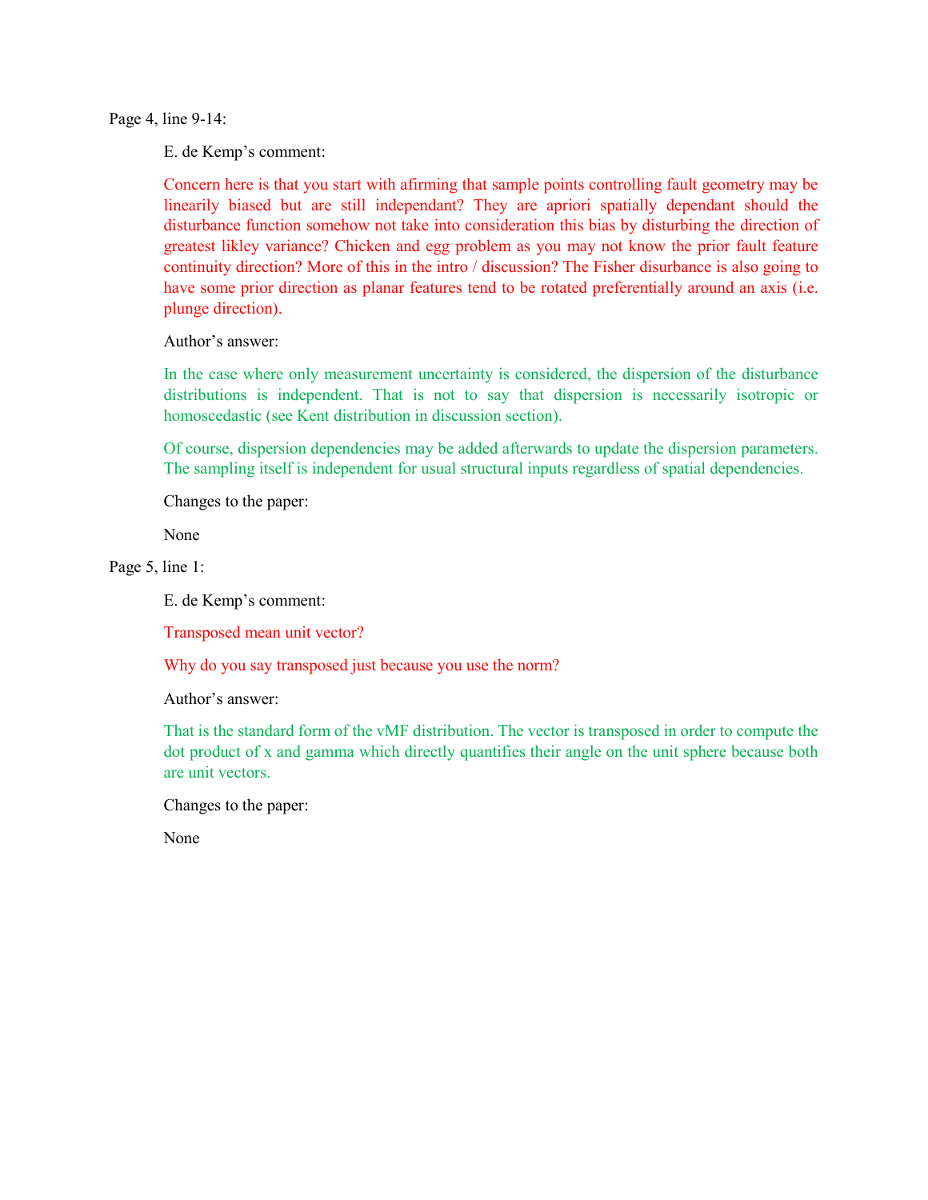Page 4, line 9-14:

E. de Kemp's comment:

Concern here is that you start with afirming that sample points controlling fault geometry may be linearily biased but are still independant? They are apriori spatially dependant should the disturbance function somehow not take into consideration this bias by disturbing the direction of greatest likley variance? Chicken and egg problem as you may not know the prior fault feature continuity direction? More of this in the intro / discussion? The Fisher disurbance is also going to have some prior direction as planar features tend to be rotated preferentially around an axis (i.e. plunge direction).

Author's answer:

In the case where only measurement uncertainty is considered, the dispersion of the disturbance distributions is independent. That is not to say that dispersion is necessarily isotropic or homoscedastic (see Kent distribution in discussion section).

Of course, dispersion dependencies may be added afterwards to update the dispersion parameters. The sampling itself is independent for usual structural inputs regardless of spatial dependencies.

Changes to the paper:

None

Page 5, line 1:

E. de Kemp's comment:

Transposed mean unit vector?

Why do you say transposed just because you use the norm?

Author's answer:

That is the standard form of the vMF distribution. The vector is transposed in order to compute the dot product of x and gamma which directly quantifies their angle on the unit sphere because both are unit vectors.

Changes to the paper:

None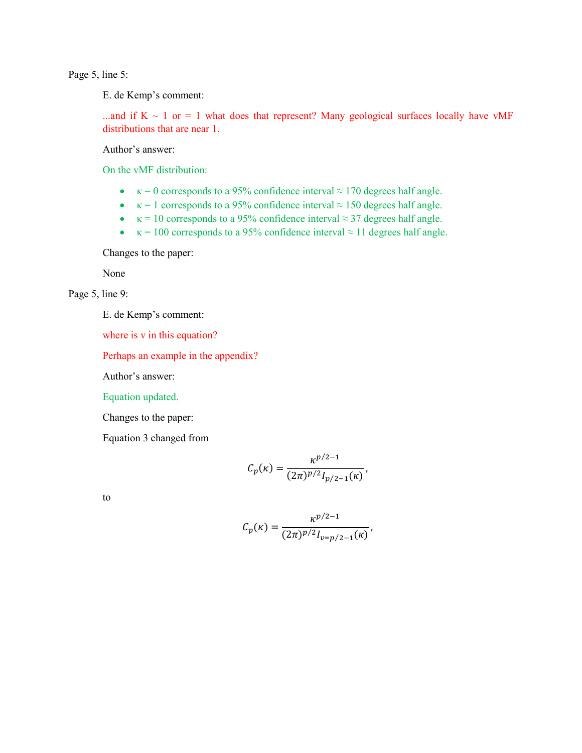Page 5, line 5:

E. de Kemp's comment:

...and if K ~ 1 or = 1 what does that represent? Many geological surfaces locally have vMF distributions that are near 1.

Author's answer:

On the vMF distribution:

- κ = 0 corresponds to a 95% confidence interval ≈ 170 degrees half angle.
- κ = 1 corresponds to a 95% confidence interval ≈ 150 degrees half angle.
- κ = 10 corresponds to a 95% confidence interval ≈ 37 degrees half angle.
- κ = 100 corresponds to a 95% confidence interval ≈ 11 degrees half angle.

Changes to the paper:

None

Page 5, line 9:

E. de Kemp's comment:

where is v in this equation?

Perhaps an example in the appendix?

Author's answer:

Equation updated.

Changes to the paper:

Equation 3 changed from

$$C_p(\kappa) = \frac{\kappa^{p/2-1}}{(2\pi)^{p/2} I_{p/2-1}(\kappa)},$$

to

$$C_p(\kappa) = \frac{\kappa^{p/2-1}}{(2\pi)^{p/2} I_{v=p/2-1}(\kappa)},$$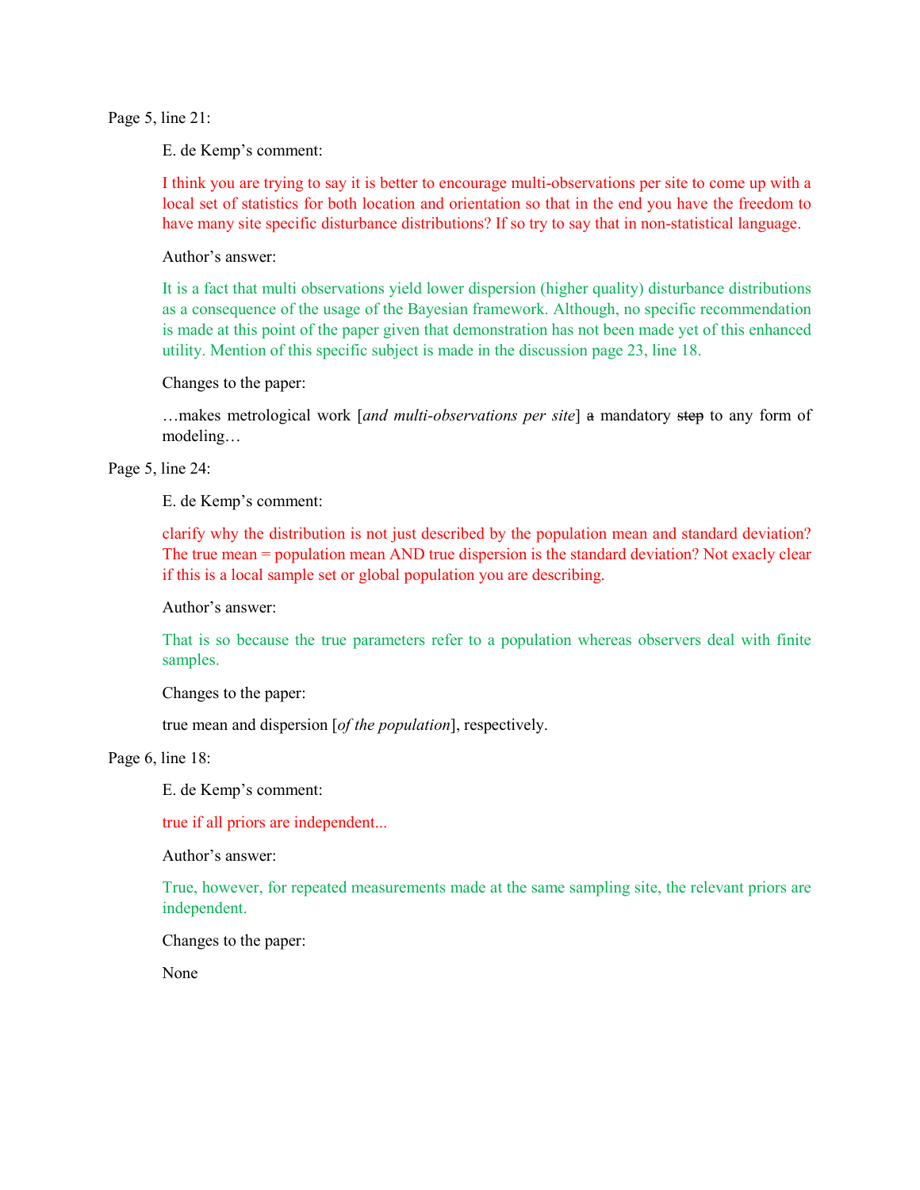Page 5, line 21:

E. de Kemp's comment:

I think you are trying to say it is better to encourage multi-observations per site to come up with a local set of statistics for both location and orientation so that in the end you have the freedom to have many site specific disturbance distributions? If so try to say that in non-statistical language.

Author's answer:

It is a fact that multi observations yield lower dispersion (higher quality) disturbance distributions as a consequence of the usage of the Bayesian framework. Although, no specific recommendation is made at this point of the paper given that demonstration has not been made yet of this enhanced utility. Mention of this specific subject is made in the discussion page 23, line 18.

Changes to the paper:

…makes metrological work [*and multi-observations per site*] ~~a~~ mandatory ~~step~~ to any form of modeling…

Page 5, line 24:

E. de Kemp's comment:

clarify why the distribution is not just described by the population mean and standard deviation? The true mean = population mean AND true dispersion is the standard deviation? Not exacly clear if this is a local sample set or global population you are describing.

Author's answer:

That is so because the true parameters refer to a population whereas observers deal with finite samples.

Changes to the paper:

true mean and dispersion [*of the population*], respectively.

Page 6, line 18:

E. de Kemp's comment:

true if all priors are independent...

Author's answer:

True, however, for repeated measurements made at the same sampling site, the relevant priors are independent.

Changes to the paper:

None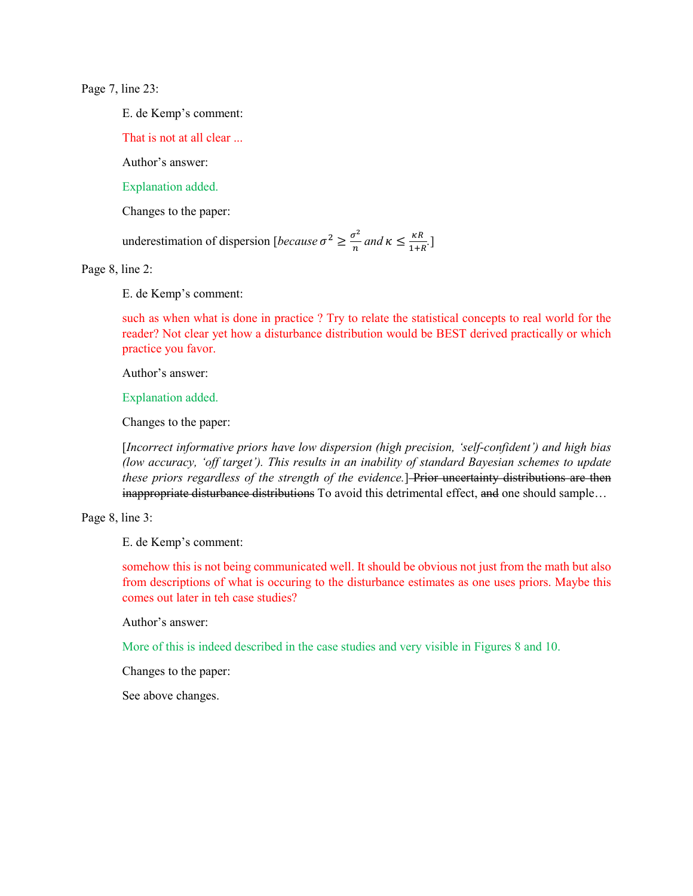Page 7, line 23:

E. de Kemp's comment:

That is not at all clear ...

Author's answer:

Explanation added.

Changes to the paper:

underestimation of dispersion [*because* $\sigma^2 \geq \frac{\sigma^2}{n}$ *and* $\kappa \leq \frac{\kappa R}{1+R}$.]

Page 8, line 2:

E. de Kemp's comment:

such as when what is done in practice ? Try to relate the statistical concepts to real world for the reader? Not clear yet how a disturbance distribution would be BEST derived practically or which practice you favor.

Author's answer:

Explanation added.

Changes to the paper:

[*Incorrect informative priors have low dispersion (high precision, 'self-confident') and high bias (low accuracy, 'off target'). This results in an inability of standard Bayesian schemes to update these priors regardless of the strength of the evidence.*] ~~Prior uncertainty distributions are then inappropriate disturbance distributions~~ To avoid this detrimental effect, ~~and~~ one should sample…

Page 8, line 3:

E. de Kemp's comment:

somehow this is not being communicated well. It should be obvious not just from the math but also from descriptions of what is occuring to the disturbance estimates as one uses priors. Maybe this comes out later in teh case studies?

Author's answer:

More of this is indeed described in the case studies and very visible in Figures 8 and 10.

Changes to the paper:

See above changes.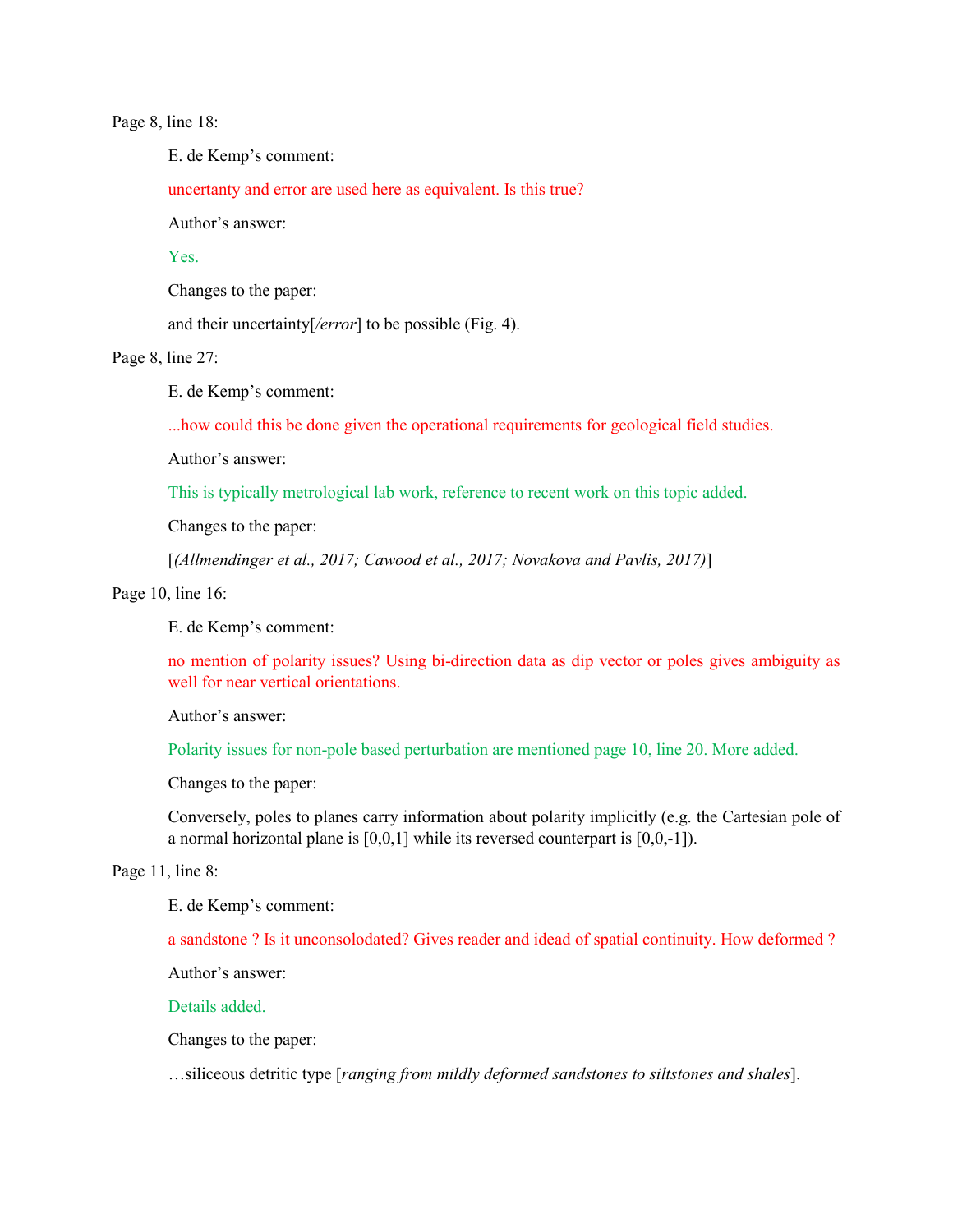Page 8, line 18:

E. de Kemp's comment:

uncertanty and error are used here as equivalent. Is this true?

Author's answer:

Yes.

Changes to the paper:

and their uncertainty[*/error*] to be possible (Fig. 4).

Page 8, line 27:

E. de Kemp's comment:

...how could this be done given the operational requirements for geological field studies.

Author's answer:

This is typically metrological lab work, reference to recent work on this topic added.

Changes to the paper:

[*(Allmendinger et al., 2017; Cawood et al., 2017; Novakova and Pavlis, 2017)*]

Page 10, line 16:

E. de Kemp's comment:

no mention of polarity issues? Using bi-direction data as dip vector or poles gives ambiguity as well for near vertical orientations.

Author's answer:

Polarity issues for non-pole based perturbation are mentioned page 10, line 20. More added.

Changes to the paper:

Conversely, poles to planes carry information about polarity implicitly (e.g. the Cartesian pole of a normal horizontal plane is [0,0,1] while its reversed counterpart is [0,0,-1]).

Page 11, line 8:

E. de Kemp's comment:

a sandstone ? Is it unconsolodated? Gives reader and idead of spatial continuity. How deformed ?

Author's answer:

Details added.

Changes to the paper:

…siliceous detritic type [*ranging from mildly deformed sandstones to siltstones and shales*].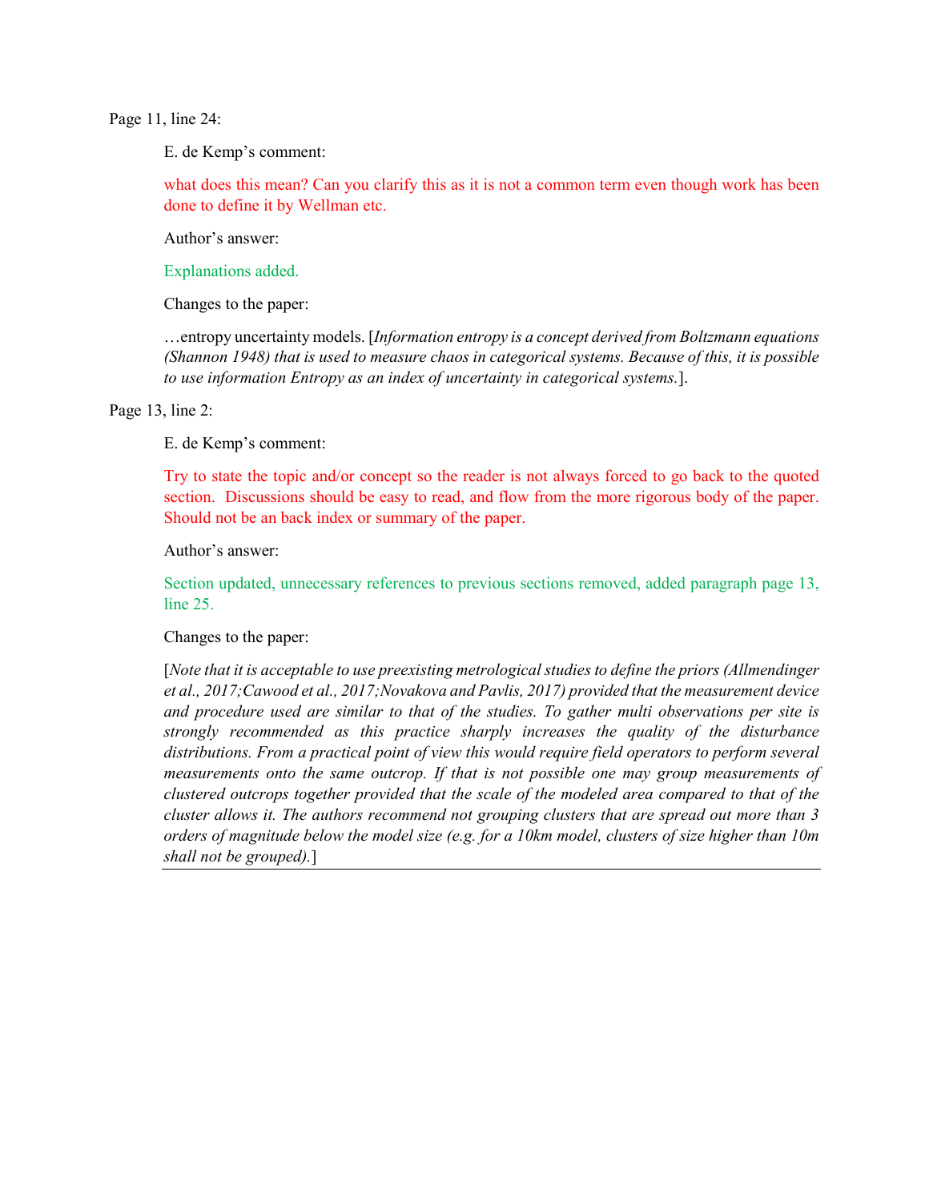Page 11, line 24:

E. de Kemp's comment:

what does this mean? Can you clarify this as it is not a common term even though work has been done to define it by Wellman etc.

Author's answer:

Explanations added.

Changes to the paper:

…entropy uncertainty models. [*Information entropy is a concept derived from Boltzmann equations (Shannon 1948) that is used to measure chaos in categorical systems. Because of this, it is possible to use information Entropy as an index of uncertainty in categorical systems.*].

Page 13, line 2:

E. de Kemp's comment:

Try to state the topic and/or concept so the reader is not always forced to go back to the quoted section. Discussions should be easy to read, and flow from the more rigorous body of the paper. Should not be an back index or summary of the paper.

Author's answer:

Section updated, unnecessary references to previous sections removed, added paragraph page 13, line 25.

Changes to the paper:

[*Note that it is acceptable to use preexisting metrological studies to define the priors (Allmendinger et al., 2017;Cawood et al., 2017;Novakova and Pavlis, 2017) provided that the measurement device and procedure used are similar to that of the studies. To gather multi observations per site is strongly recommended as this practice sharply increases the quality of the disturbance distributions. From a practical point of view this would require field operators to perform several measurements onto the same outcrop. If that is not possible one may group measurements of clustered outcrops together provided that the scale of the modeled area compared to that of the cluster allows it. The authors recommend not grouping clusters that are spread out more than 3 orders of magnitude below the model size (e.g. for a 10km model, clusters of size higher than 10m shall not be grouped).*]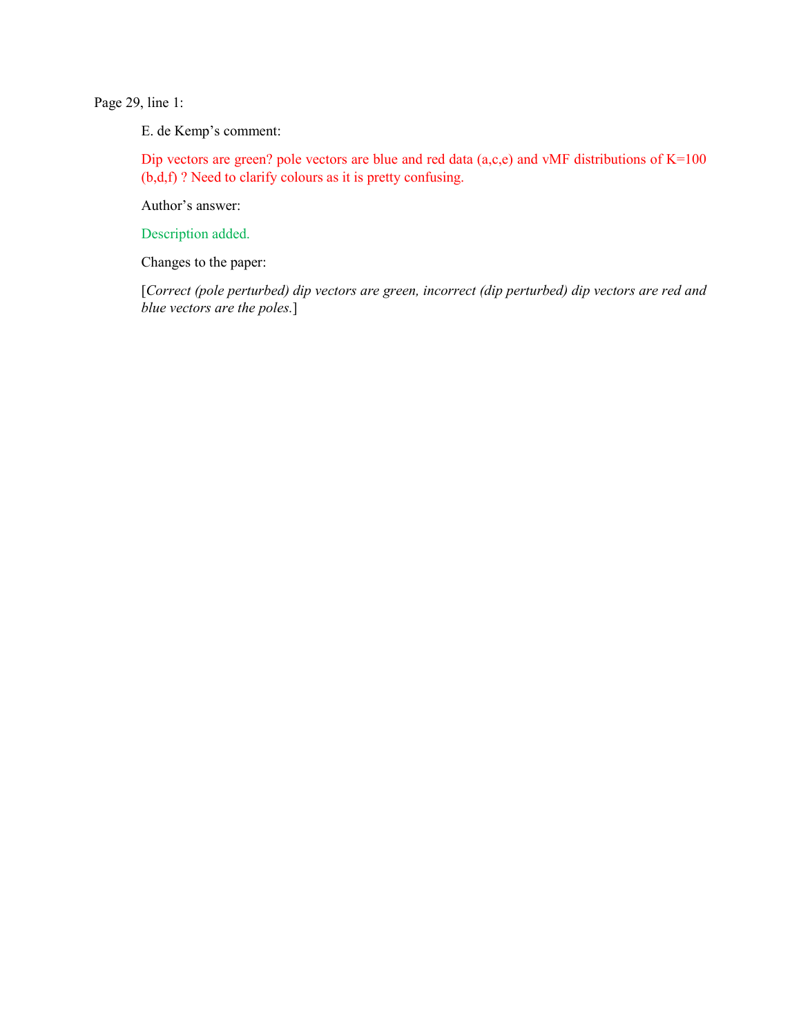Page 29, line 1:

E. de Kemp's comment:

Dip vectors are green? pole vectors are blue and red data (a,c,e) and vMF distributions of K=100 (b,d,f) ? Need to clarify colours as it is pretty confusing.

Author's answer:

Description added.

Changes to the paper:

[*Correct (pole perturbed) dip vectors are green, incorrect (dip perturbed) dip vectors are red and blue vectors are the poles.*]